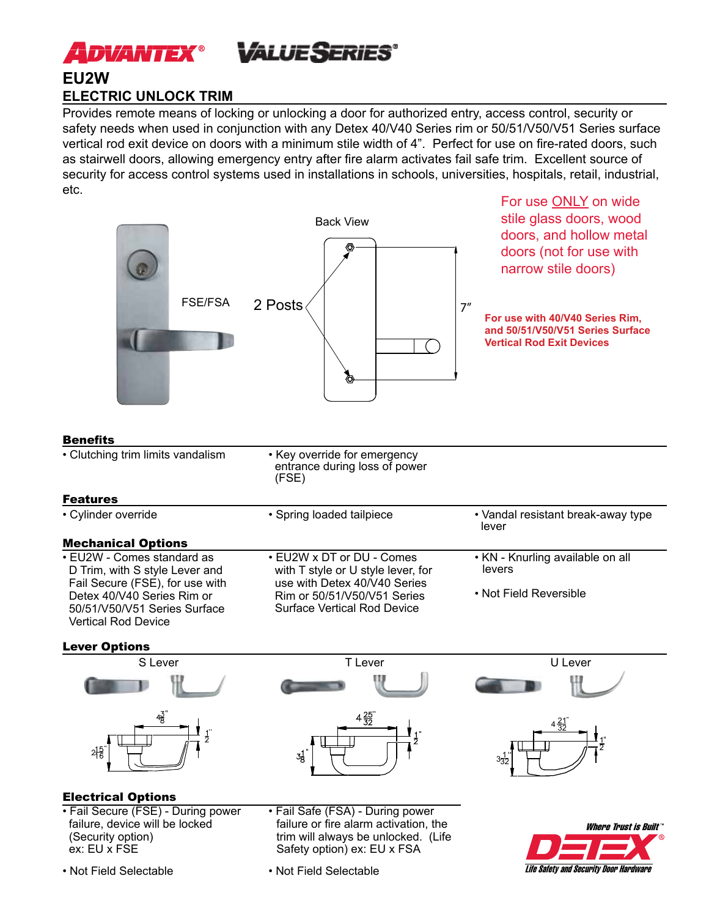ADVANTEX® VALUE SERIES®

# EU2W

## ELECTRIC UNLOCK TRIM

Provides remote means of locking or unlocking a door for authorized entry, access control, security or safety needs when used in conjunction with any Detex 40/V40 Series rim or 50/51/V50/V51 Series surface vertical rod exit device on doors with a minimum stile width of 4". Perfect for use on fire-rated doors, such as stairwell doors, allowing emergency entry after fire alarm activates fail safe trim. Excellent source of security for access control systems used in installations in schools, universities, hospitals, retail, industrial, etc.

FSE/FSA

Back View

2 Posts

7"

For use ONLY on wide stile glass doors, wood doors, and hollow metal doors (not for use with narrow stile doors)

**For use with 40/V40 Series Rim, and 50/51/V50/V51 Series Surface Vertical Rod Exit Devices**

### Benefits

| | |
|---|---|
| • Clutching trim limits vandalism | • Key override for emergency entrance during loss of power (FSE) |

### Features

| | | |
|---|---|---|
| • Cylinder override | • Spring loaded tailpiece | • Vandal resistant break-away type lever |

### Mechanical Options

| | | |
|---|---|---|
| • EU2W - Comes standard as D Trim, with S style Lever and Fail Secure (FSE), for use with Detex 40/V40 Series Rim or 50/51/V50/V51 Series Surface Vertical Rod Device | • EU2W x DT or DU - Comes with T style or U style lever, for use with Detex 40/V40 Series Rim or 50/51/V50/V51 Series Surface Vertical Rod Device | • KN - Knurling available on all levers<br><br>• Not Field Reversible |

### Lever Options

| S Lever | T Lever | U Lever |
|---|---|---|
| $4\frac{3}{8}$" × $2\frac{15}{16}$", $\frac{1}{2}$" | $4\frac{25}{32}$" × $3\frac{1}{8}$", $\frac{1}{2}$" | $4\frac{21}{32}$" × $3\frac{1}{32}$", $\frac{1}{2}$" |

### Electrical Options

| | |
|---|---|
| • Fail Secure (FSE) - During power failure, device will be locked (Security option) ex: EU x FSE | • Fail Safe (FSA) - During power failure or fire alarm activation, the trim will always be unlocked. (Life Safety option) ex: EU x FSA |
| • Not Field Selectable | • Not Field Selectable |

*Where Trust is Built™*
DETEX®
*Life Safety and Security Door Hardware*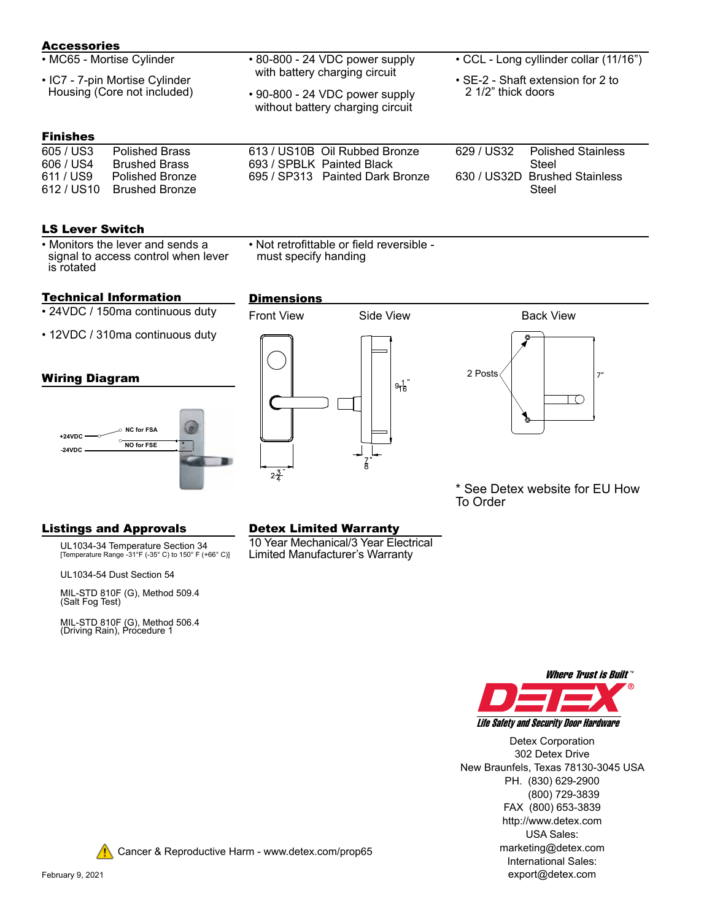## Accessories

- MC65 - Mortise Cylinder
- IC7 - 7-pin Mortise Cylinder Housing (Core not included)
- 80-800 - 24 VDC power supply with battery charging circuit
- 90-800 - 24 VDC power supply without battery charging circuit
- CCL - Long cyllinder collar (11/16”)
- SE-2 - Shaft extension for 2 to 2 1/2” thick doors

## Finishes

| | |
|---|---|
| 605 / US3 | Polished Brass |
| 606 / US4 | Brushed Brass |
| 611 / US9 | Polished Bronze |
| 612 / US10 | Brushed Bronze |
| 613 / US10B | Oil Rubbed Bronze |
| 693 / SPBLK | Painted Black |
| 695 / SP313 | Painted Dark Bronze |
| 629 / US32 | Polished Stainless Steel |
| 630 / US32D | Brushed Stainless Steel |

## LS Lever Switch

- Monitors the lever and sends a signal to access control when lever is rotated
- Not retrofittable or field reversible - must specify handing

## Technical Information

- 24VDC / 150ma continuous duty
- 12VDC / 310ma continuous duty

## Wiring Diagram

+24VDC
-24VDC
NC for FSA
NO for FSE

## Dimensions

Front View

Side View

Back View

2 Posts

7"

$9\frac{1}{16}$"

$2\frac{3}{4}$"

$\frac{7}{8}$"

* See Detex website for EU How To Order

## Listings and Approvals

UL1034-34 Temperature Section 34
[Temperature Range -31°F (-35° C) to 150° F (+66° C)]

UL1034-54 Dust Section 54

MIL-STD 810F (G), Method 509.4
(Salt Fog Test)

MIL-STD 810F (G), Method 506.4
(Driving Rain), Procedure 1

## Detex Limited Warranty

10 Year Mechanical/3 Year Electrical Limited Manufacturer’s Warranty

Where Trust is Built™

DETEX®

Life Safety and Security Door Hardware

Detex Corporation
302 Detex Drive
New Braunfels, Texas 78130-3045 USA
PH. (830) 629-2900
(800) 729-3839
FAX (800) 653-3839
http://www.detex.com
USA Sales:
marketing@detex.com
International Sales:
export@detex.com

Cancer & Reproductive Harm - www.detex.com/prop65

February 9, 2021